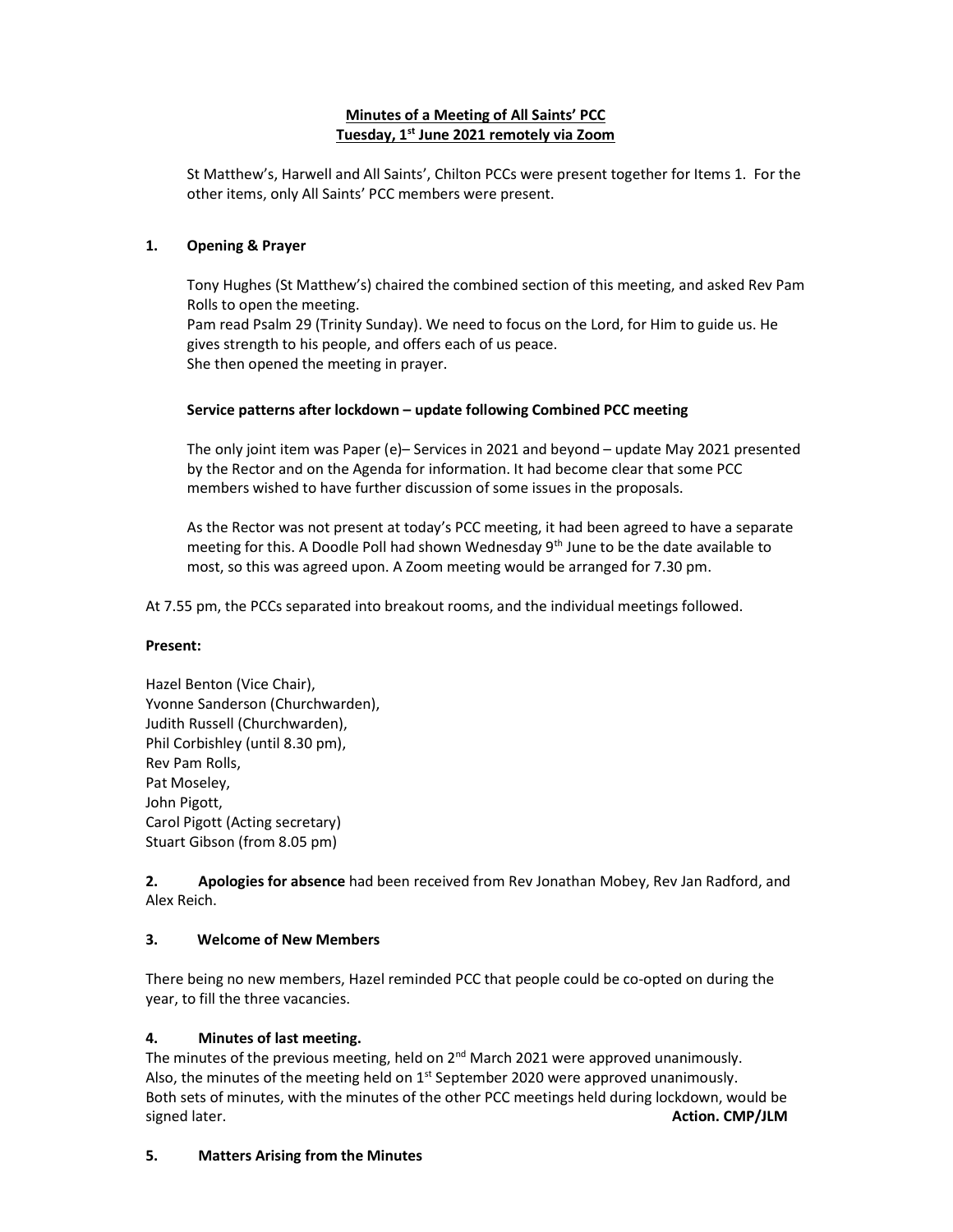# Minutes of a Meeting of All Saints' PCC
## Tuesday, 1st June 2021 remotely via Zoom

St Matthew's, Harwell and All Saints', Chilton PCCs were present together for Items 1. For the other items, only All Saints' PCC members were present.

### 1. Opening & Prayer

Tony Hughes (St Matthew's) chaired the combined section of this meeting, and asked Rev Pam Rolls to open the meeting.
Pam read Psalm 29 (Trinity Sunday). We need to focus on the Lord, for Him to guide us. He gives strength to his people, and offers each of us peace.
She then opened the meeting in prayer.

**Service patterns after lockdown – update following Combined PCC meeting**

The only joint item was Paper (e)– Services in 2021 and beyond – update May 2021 presented by the Rector and on the Agenda for information. It had become clear that some PCC members wished to have further discussion of some issues in the proposals.

As the Rector was not present at today's PCC meeting, it had been agreed to have a separate meeting for this. A Doodle Poll had shown Wednesday 9th June to be the date available to most, so this was agreed upon. A Zoom meeting would be arranged for 7.30 pm.

At 7.55 pm, the PCCs separated into breakout rooms, and the individual meetings followed.

**Present:**

Hazel Benton (Vice Chair),
Yvonne Sanderson (Churchwarden),
Judith Russell (Churchwarden),
Phil Corbishley (until 8.30 pm),
Rev Pam Rolls,
Pat Moseley,
John Pigott,
Carol Pigott (Acting secretary)
Stuart Gibson (from 8.05 pm)

**2. Apologies for absence** had been received from Rev Jonathan Mobey, Rev Jan Radford, and Alex Reich.

### 3. Welcome of New Members

There being no new members, Hazel reminded PCC that people could be co-opted on during the year, to fill the three vacancies.

### 4. Minutes of last meeting.

The minutes of the previous meeting, held on 2nd March 2021 were approved unanimously.
Also, the minutes of the meeting held on 1st September 2020 were approved unanimously.
Both sets of minutes, with the minutes of the other PCC meetings held during lockdown, would be signed later. **Action. CMP/JLM**

### 5. Matters Arising from the Minutes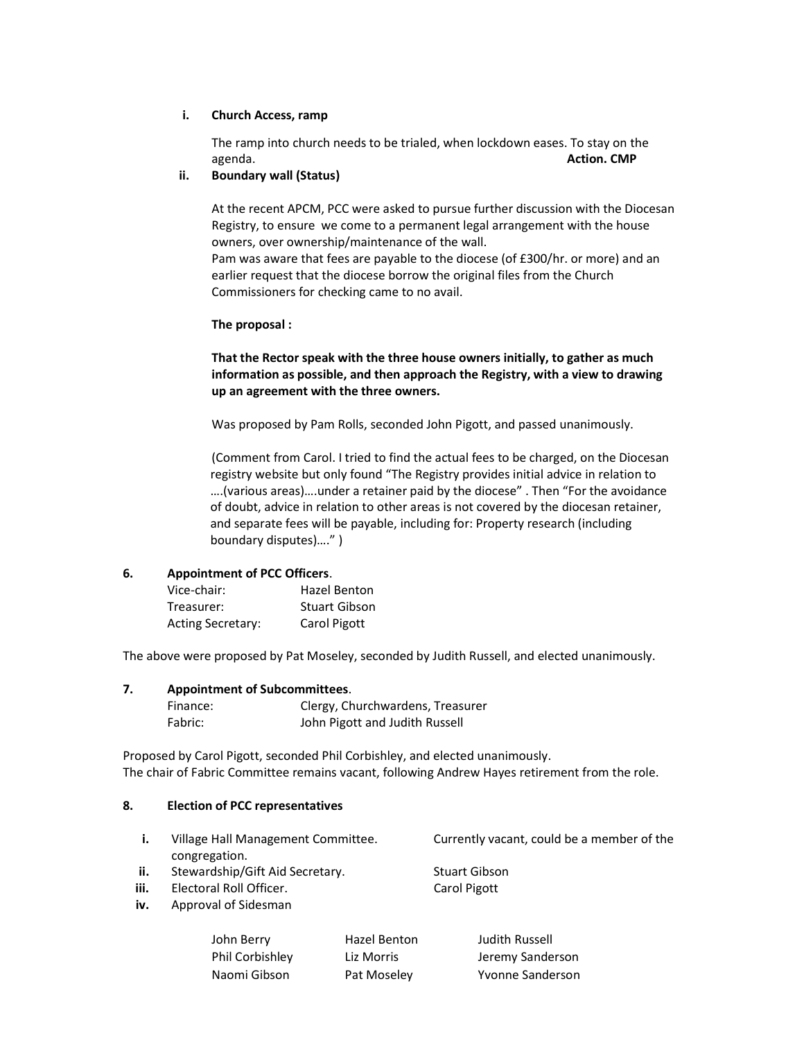i. **Church Access, ramp**

   The ramp into church needs to be trialed, when lockdown eases. To stay on the agenda. **Action. CMP**

ii. **Boundary wall (Status)**

   At the recent APCM, PCC were asked to pursue further discussion with the Diocesan Registry, to ensure we come to a permanent legal arrangement with the house owners, over ownership/maintenance of the wall.
   Pam was aware that fees are payable to the diocese (of £300/hr. or more) and an earlier request that the diocese borrow the original files from the Church Commissioners for checking came to no avail.

   **The proposal :**

   **That the Rector speak with the three house owners initially, to gather as much information as possible, and then approach the Registry, with a view to drawing up an agreement with the three owners.**

   Was proposed by Pam Rolls, seconded John Pigott, and passed unanimously.

   (Comment from Carol. I tried to find the actual fees to be charged, on the Diocesan registry website but only found "The Registry provides initial advice in relation to ….(various areas)….under a retainer paid by the diocese" . Then "For the avoidance of doubt, advice in relation to other areas is not covered by the diocesan retainer, and separate fees will be payable, including for: Property research (including boundary disputes)…." )

## 6. Appointment of PCC Officers.

| | |
|---|---|
| Vice-chair: | Hazel Benton |
| Treasurer: | Stuart Gibson |
| Acting Secretary: | Carol Pigott |

The above were proposed by Pat Moseley, seconded by Judith Russell, and elected unanimously.

## 7. Appointment of Subcommittees.

| | |
|---|---|
| Finance: | Clergy, Churchwardens, Treasurer |
| Fabric: | John Pigott and Judith Russell |

Proposed by Carol Pigott, seconded Phil Corbishley, and elected unanimously.
The chair of Fabric Committee remains vacant, following Andrew Hayes retirement from the role.

## 8. Election of PCC representatives

i. Village Hall Management Committee. Currently vacant, could be a member of the congregation.
ii. Stewardship/Gift Aid Secretary. Stuart Gibson
iii. Electoral Roll Officer. Carol Pigott
iv. Approval of Sidesman

| | | |
|---|---|---|
| John Berry | Hazel Benton | Judith Russell |
| Phil Corbishley | Liz Morris | Jeremy Sanderson |
| Naomi Gibson | Pat Moseley | Yvonne Sanderson |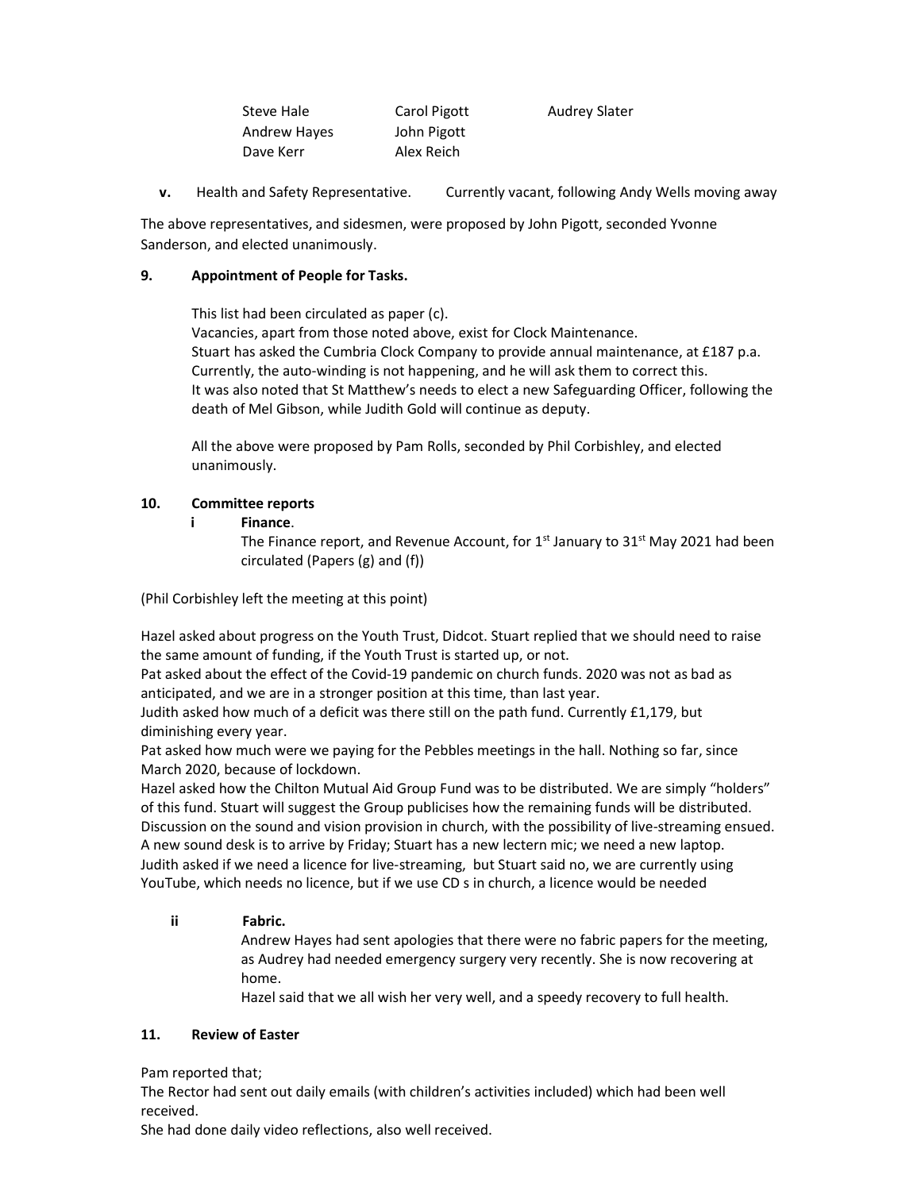| Steve Hale | Carol Pigott | Audrey Slater |
|---|---|---|
| Andrew Hayes | John Pigott | |
| Dave Kerr | Alex Reich | |

**v.** Health and Safety Representative. Currently vacant, following Andy Wells moving away

The above representatives, and sidesmen, were proposed by John Pigott, seconded Yvonne Sanderson, and elected unanimously.

**9. Appointment of People for Tasks.**

This list had been circulated as paper (c).
Vacancies, apart from those noted above, exist for Clock Maintenance.
Stuart has asked the Cumbria Clock Company to provide annual maintenance, at £187 p.a.
Currently, the auto-winding is not happening, and he will ask them to correct this.
It was also noted that St Matthew's needs to elect a new Safeguarding Officer, following the death of Mel Gibson, while Judith Gold will continue as deputy.

All the above were proposed by Pam Rolls, seconded by Phil Corbishley, and elected unanimously.

**10. Committee reports**

**i Finance**.
The Finance report, and Revenue Account, for 1st January to 31st May 2021 had been circulated (Papers (g) and (f))

(Phil Corbishley left the meeting at this point)

Hazel asked about progress on the Youth Trust, Didcot. Stuart replied that we should need to raise the same amount of funding, if the Youth Trust is started up, or not.
Pat asked about the effect of the Covid-19 pandemic on church funds. 2020 was not as bad as anticipated, and we are in a stronger position at this time, than last year.
Judith asked how much of a deficit was there still on the path fund. Currently £1,179, but diminishing every year.
Pat asked how much were we paying for the Pebbles meetings in the hall. Nothing so far, since March 2020, because of lockdown.
Hazel asked how the Chilton Mutual Aid Group Fund was to be distributed. We are simply "holders" of this fund. Stuart will suggest the Group publicises how the remaining funds will be distributed.
Discussion on the sound and vision provision in church, with the possibility of live-streaming ensued.
A new sound desk is to arrive by Friday; Stuart has a new lectern mic; we need a new laptop.
Judith asked if we need a licence for live-streaming, but Stuart said no, we are currently using YouTube, which needs no licence, but if we use CD s in church, a licence would be needed

**ii Fabric.**
Andrew Hayes had sent apologies that there were no fabric papers for the meeting, as Audrey had needed emergency surgery very recently. She is now recovering at home.
Hazel said that we all wish her very well, and a speedy recovery to full health.

**11. Review of Easter**

Pam reported that;
The Rector had sent out daily emails (with children's activities included) which had been well received.
She had done daily video reflections, also well received.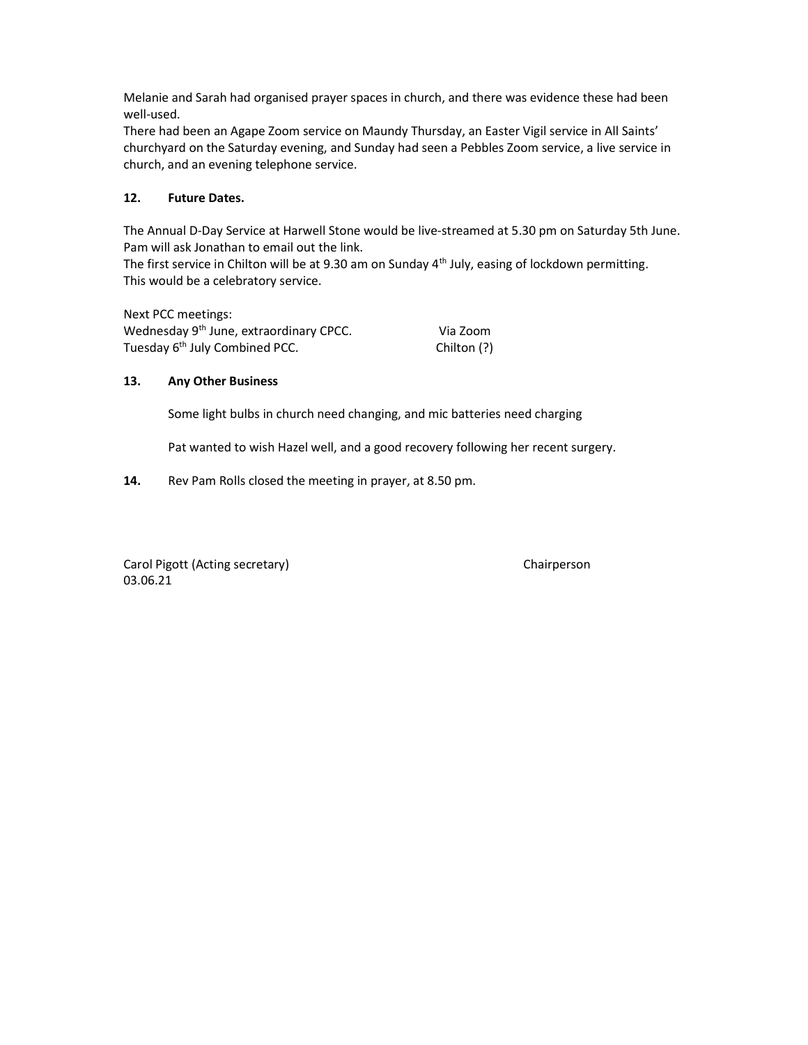Melanie and Sarah had organised prayer spaces in church, and there was evidence these had been well-used.
There had been an Agape Zoom service on Maundy Thursday, an Easter Vigil service in All Saints' churchyard on the Saturday evening, and Sunday had seen a Pebbles Zoom service, a live service in church, and an evening telephone service.

**12. Future Dates.**

The Annual D-Day Service at Harwell Stone would be live-streamed at 5.30 pm on Saturday 5th June. Pam will ask Jonathan to email out the link.
The first service in Chilton will be at 9.30 am on Sunday 4th July, easing of lockdown permitting. This would be a celebratory service.

Next PCC meetings:

| | |
|---|---|
| Wednesday 9th June, extraordinary CPCC. | Via Zoom |
| Tuesday 6th July Combined PCC. | Chilton (?) |

**13. Any Other Business**

Some light bulbs in church need changing, and mic batteries need charging

Pat wanted to wish Hazel well, and a good recovery following her recent surgery.

**14.** Rev Pam Rolls closed the meeting in prayer, at 8.50 pm.

Carol Pigott (Acting secretary)
03.06.21

Chairperson